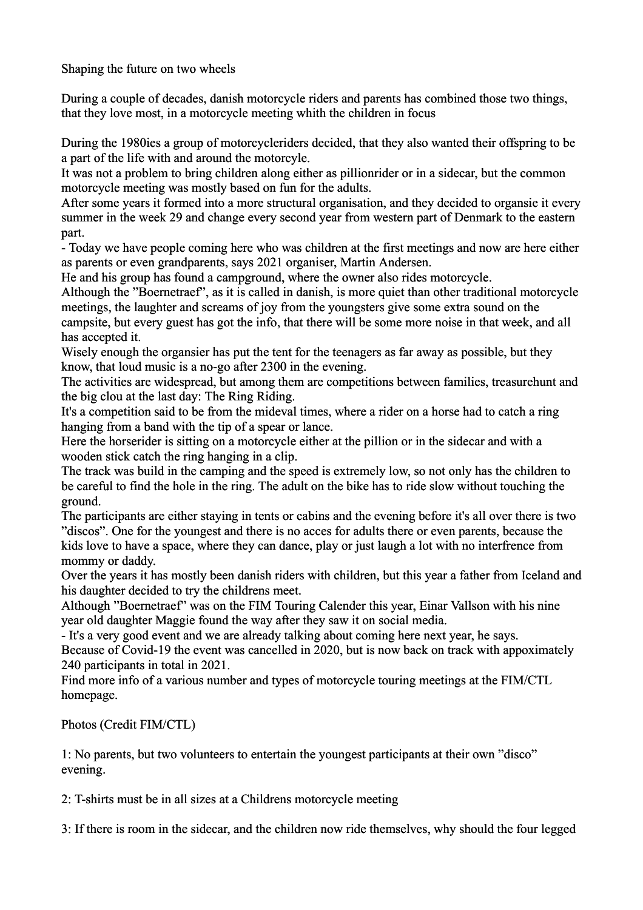# Shaping the future on two wheels

During a couple of decades, danish motorcycle riders and parents has combined those two things, that they love most, in a motorcycle meeting whith the children in focus

During the 1980ies a group of motorcycleriders decided, that they also wanted their offspring to be a part of the life with and around the motorcyle.
It was not a problem to bring children along either as pillionrider or in a sidecar, but the common motorcycle meeting was mostly based on fun for the adults.
After some years it formed into a more structural organisation, and they decided to organsie it every summer in the week 29 and change every second year from western part of Denmark to the eastern part.
- Today we have people coming here who was children at the first meetings and now are here either as parents or even grandparents, says 2021 organiser, Martin Andersen.
He and his group has found a campground, where the owner also rides motorcycle.
Although the "Boernetraef", as it is called in danish, is more quiet than other traditional motorcycle meetings, the laughter and screams of joy from the youngsters give some extra sound on the campsite, but every guest has got the info, that there will be some more noise in that week, and all has accepted it.
Wisely enough the organsier has put the tent for the teenagers as far away as possible, but they know, that loud music is a no-go after 2300 in the evening.
The activities are widespread, but among them are competitions between families, treasurehunt and the big clou at the last day: The Ring Riding.
It's a competition said to be from the mideval times, where a rider on a horse had to catch a ring hanging from a band with the tip of a spear or lance.
Here the horserider is sitting on a motorcycle either at the pillion or in the sidecar and with a wooden stick catch the ring hanging in a clip.
The track was build in the camping and the speed is extremely low, so not only has the children to be careful to find the hole in the ring. The adult on the bike has to ride slow without touching the ground.
The participants are either staying in tents or cabins and the evening before it's all over there is two "discos". One for the youngest and there is no acces for adults there or even parents, because the kids love to have a space, where they can dance, play or just laugh a lot with no interfrence from mommy or daddy.
Over the years it has mostly been danish riders with children, but this year a father from Iceland and his daughter decided to try the childrens meet.
Although "Boernetraef" was on the FIM Touring Calender this year, Einar Vallson with his nine year old daughter Maggie found the way after they saw it on social media.
- It's a very good event and we are already talking about coming here next year, he says.
Because of Covid-19 the event was cancelled in 2020, but is now back on track with appoximately 240 participants in total in 2021.
Find more info of a various number and types of motorcycle touring meetings at the FIM/CTL homepage.

Photos (Credit FIM/CTL)

1: No parents, but two volunteers to entertain the youngest participants at their own "disco" evening.

2: T-shirts must be in all sizes at a Childrens motorcycle meeting

3: If there is room in the sidecar, and the children now ride themselves, why should the four legged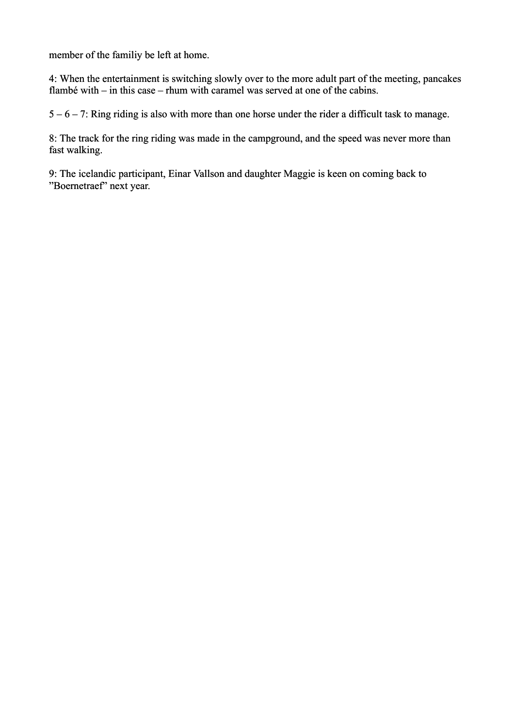member of the familiy be left at home.

4: When the entertainment is switching slowly over to the more adult part of the meeting, pancakes flambé with – in this case – rhum with caramel was served at one of the cabins.

5 – 6 – 7: Ring riding is also with more than one horse under the rider a difficult task to manage.

8: The track for the ring riding was made in the campground, and the speed was never more than fast walking.

9: The icelandic participant, Einar Vallson and daughter Maggie is keen on coming back to ”Boernetraef” next year.